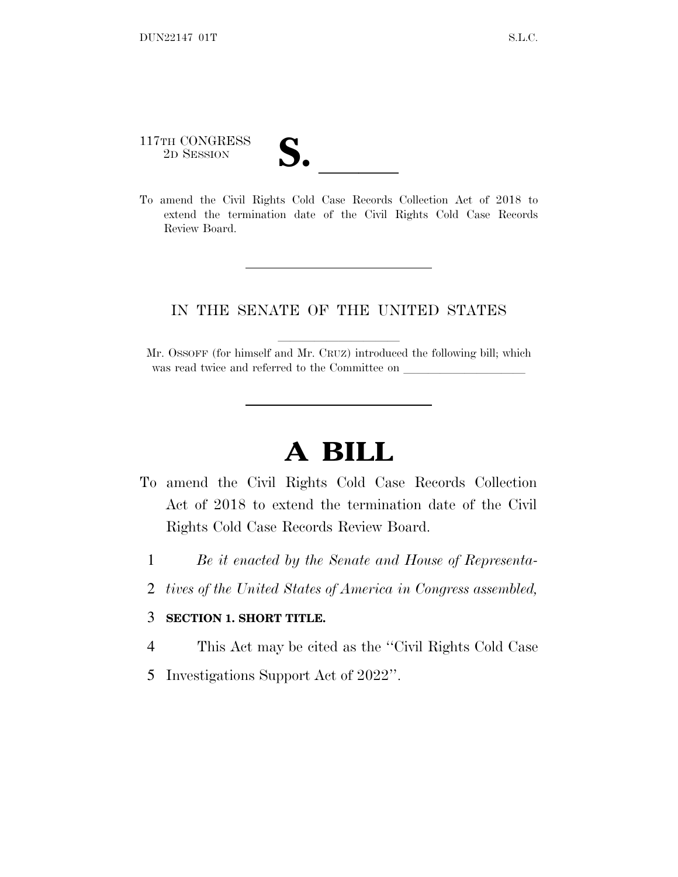117TH CONGRESS
2D SESSION

# S. \_\_\_\_\_\_

To amend the Civil Rights Cold Case Records Collection Act of 2018 to extend the termination date of the Civil Rights Cold Case Records Review Board.

IN THE SENATE OF THE UNITED STATES

Mr. OSSOFF (for himself and Mr. CRUZ) introduced the following bill; which was read twice and referred to the Committee on \_\_\_\_\_\_\_\_\_\_\_\_\_\_\_\_\_\_\_\_

# A BILL

To amend the Civil Rights Cold Case Records Collection Act of 2018 to extend the termination date of the Civil Rights Cold Case Records Review Board.

1 *Be it enacted by the Senate and House of Representa-*
2 *tives of the United States of America in Congress assembled,*

3 **SECTION 1. SHORT TITLE.**

4 This Act may be cited as the ''Civil Rights Cold Case
5 Investigations Support Act of 2022''.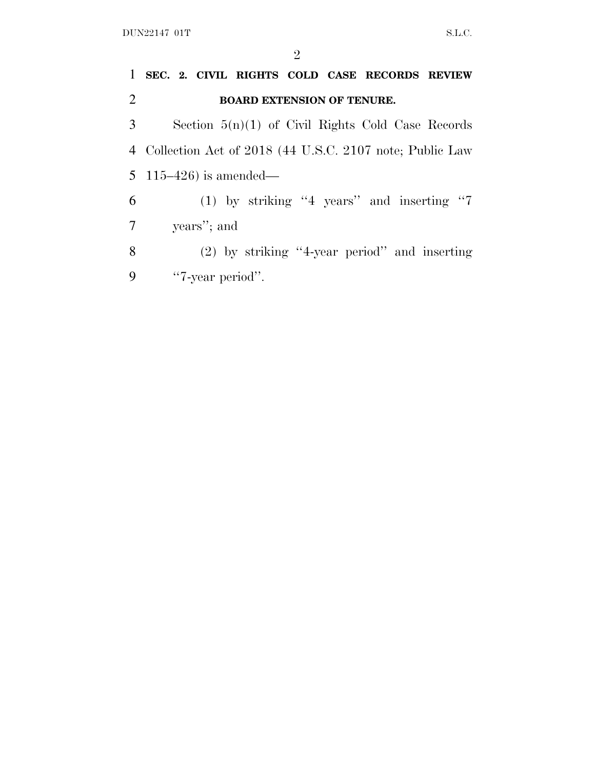**SEC. 2. CIVIL RIGHTS COLD CASE RECORDS REVIEW BOARD EXTENSION OF TENURE.**

Section 5(n)(1) of Civil Rights Cold Case Records Collection Act of 2018 (44 U.S.C. 2107 note; Public Law 115–426) is amended—

(1) by striking ''4 years'' and inserting ''7 years''; and

(2) by striking ''4-year period'' and inserting ''7-year period''.